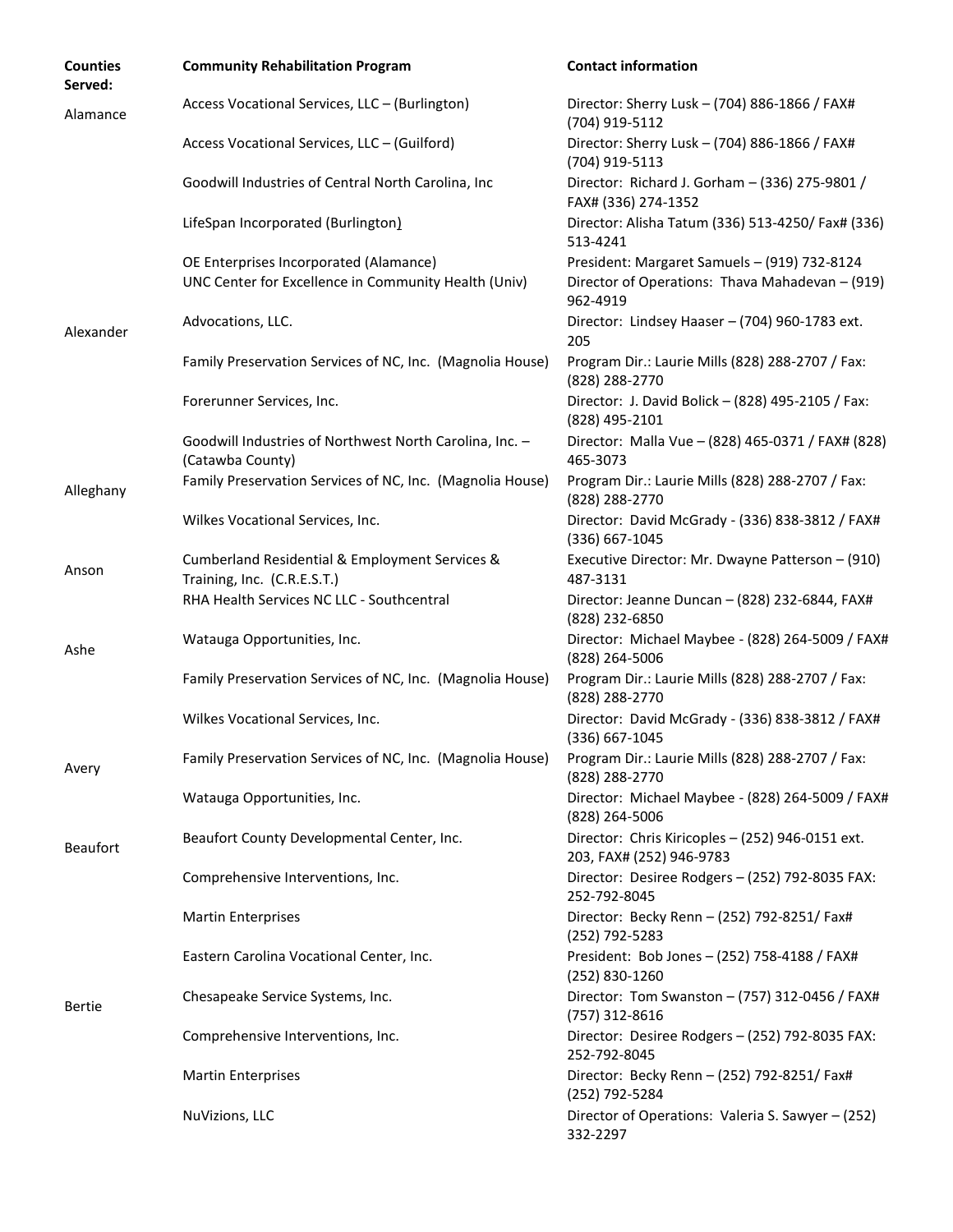| Counties Served: | Community Rehabilitation Program | Contact information |
|---|---|---|
| Alamance | Access Vocational Services, LLC – (Burlington) | Director: Sherry Lusk – (704) 886-1866 / FAX# (704) 919-5112 |
| | Access Vocational Services, LLC – (Guilford) | Director: Sherry Lusk – (704) 886-1866 / FAX# (704) 919-5113 |
| | Goodwill Industries of Central North Carolina, Inc | Director: Richard J. Gorham – (336) 275-9801 / FAX# (336) 274-1352 |
| | LifeSpan Incorporated (Burlington) | Director: Alisha Tatum (336) 513-4250/ Fax# (336) 513-4241 |
| | OE Enterprises Incorporated (Alamance) | President: Margaret Samuels – (919) 732-8124 |
| | UNC Center for Excellence in Community Health (Univ) | Director of Operations: Thava Mahadevan – (919) 962-4919 |
| Alexander | Advocations, LLC. | Director: Lindsey Haaser – (704) 960-1783 ext. 205 |
| | Family Preservation Services of NC, Inc. (Magnolia House) | Program Dir.: Laurie Mills (828) 288-2707 / Fax: (828) 288-2770 |
| | Forerunner Services, Inc. | Director: J. David Bolick – (828) 495-2105 / Fax: (828) 495-2101 |
| | Goodwill Industries of Northwest North Carolina, Inc. – (Catawba County) | Director: Malla Vue – (828) 465-0371 / FAX# (828) 465-3073 |
| Alleghany | Family Preservation Services of NC, Inc. (Magnolia House) | Program Dir.: Laurie Mills (828) 288-2707 / Fax: (828) 288-2770 |
| | Wilkes Vocational Services, Inc. | Director: David McGrady - (336) 838-3812 / FAX# (336) 667-1045 |
| Anson | Cumberland Residential & Employment Services & Training, Inc. (C.R.E.S.T.) | Executive Director: Mr. Dwayne Patterson – (910) 487-3131 |
| | RHA Health Services NC LLC - Southcentral | Director: Jeanne Duncan – (828) 232-6844, FAX# (828) 232-6850 |
| Ashe | Watauga Opportunities, Inc. | Director: Michael Maybee - (828) 264-5009 / FAX# (828) 264-5006 |
| | Family Preservation Services of NC, Inc. (Magnolia House) | Program Dir.: Laurie Mills (828) 288-2707 / Fax: (828) 288-2770 |
| | Wilkes Vocational Services, Inc. | Director: David McGrady - (336) 838-3812 / FAX# (336) 667-1045 |
| Avery | Family Preservation Services of NC, Inc. (Magnolia House) | Program Dir.: Laurie Mills (828) 288-2707 / Fax: (828) 288-2770 |
| | Watauga Opportunities, Inc. | Director: Michael Maybee - (828) 264-5009 / FAX# (828) 264-5006 |
| Beaufort | Beaufort County Developmental Center, Inc. | Director: Chris Kiricoples – (252) 946-0151 ext. 203, FAX# (252) 946-9783 |
| | Comprehensive Interventions, Inc. | Director: Desiree Rodgers – (252) 792-8035 FAX: 252-792-8045 |
| | Martin Enterprises | Director: Becky Renn – (252) 792-8251/ Fax# (252) 792-5283 |
| | Eastern Carolina Vocational Center, Inc. | President: Bob Jones – (252) 758-4188 / FAX# (252) 830-1260 |
| Bertie | Chesapeake Service Systems, Inc. | Director: Tom Swanston – (757) 312-0456 / FAX# (757) 312-8616 |
| | Comprehensive Interventions, Inc. | Director: Desiree Rodgers – (252) 792-8035 FAX: 252-792-8045 |
| | Martin Enterprises | Director: Becky Renn – (252) 792-8251/ Fax# (252) 792-5284 |
| | NuVizions, LLC | Director of Operations: Valeria S. Sawyer – (252) 332-2297 |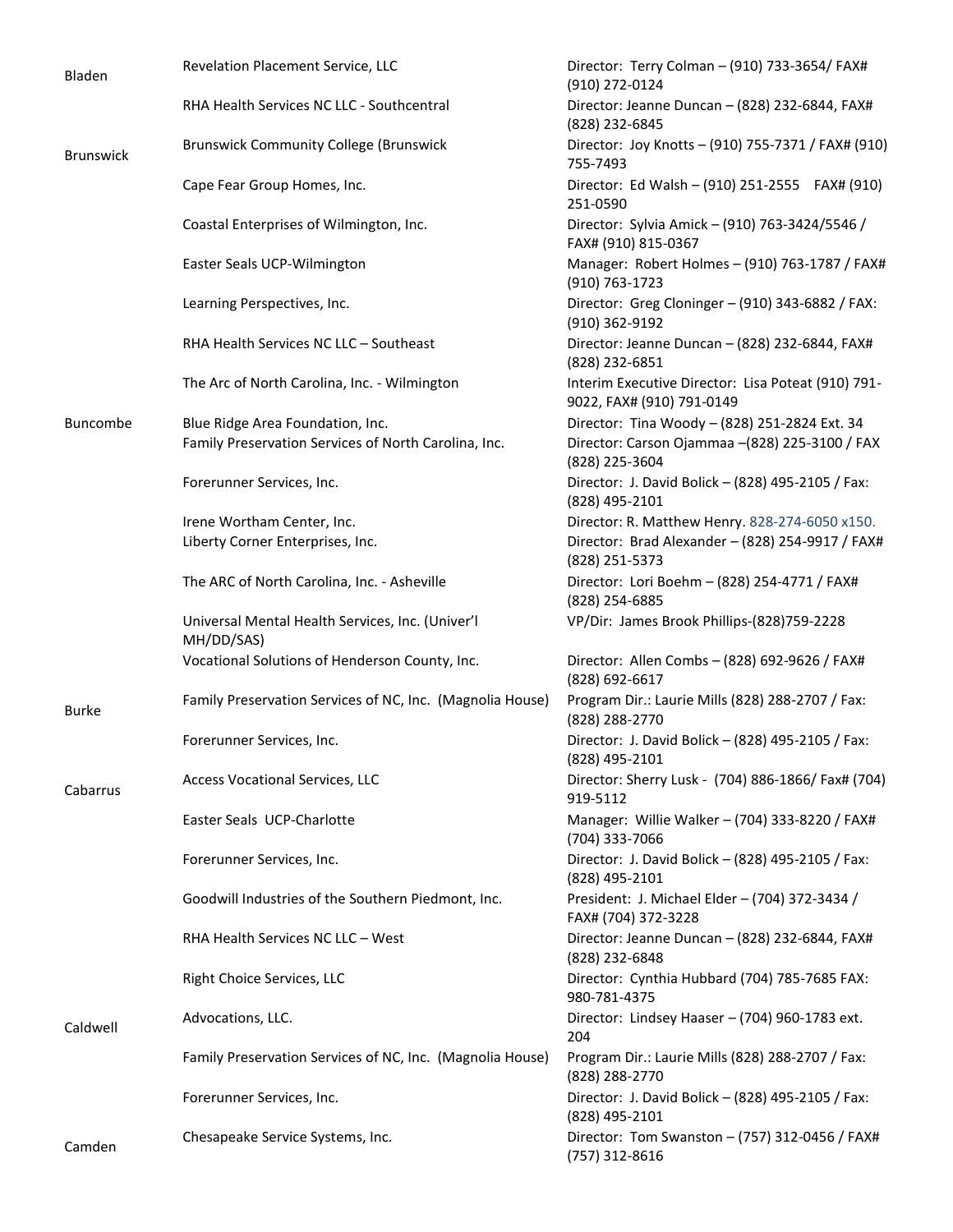| | | |
|---|---|---|
| Bladen | Revelation Placement Service, LLC | Director: Terry Colman – (910) 733-3654/ FAX# (910) 272-0124 |
| | RHA Health Services NC LLC - Southcentral | Director: Jeanne Duncan – (828) 232-6844, FAX# (828) 232-6845 |
| Brunswick | Brunswick Community College (Brunswick | Director: Joy Knotts – (910) 755-7371 / FAX# (910) 755-7493 |
| | Cape Fear Group Homes, Inc. | Director: Ed Walsh – (910) 251-2555 FAX# (910) 251-0590 |
| | Coastal Enterprises of Wilmington, Inc. | Director: Sylvia Amick – (910) 763-3424/5546 / FAX# (910) 815-0367 |
| | Easter Seals UCP-Wilmington | Manager: Robert Holmes – (910) 763-1787 / FAX# (910) 763-1723 |
| | Learning Perspectives, Inc. | Director: Greg Cloninger – (910) 343-6882 / FAX: (910) 362-9192 |
| | RHA Health Services NC LLC – Southeast | Director: Jeanne Duncan – (828) 232-6844, FAX# (828) 232-6851 |
| | The Arc of North Carolina, Inc. - Wilmington | Interim Executive Director: Lisa Poteat (910) 791-9022, FAX# (910) 791-0149 |
| Buncombe | Blue Ridge Area Foundation, Inc. | Director: Tina Woody – (828) 251-2824 Ext. 34 |
| | Family Preservation Services of North Carolina, Inc. | Director: Carson Ojammaa –(828) 225-3100 / FAX (828) 225-3604 |
| | Forerunner Services, Inc. | Director: J. David Bolick – (828) 495-2105 / Fax: (828) 495-2101 |
| | Irene Wortham Center, Inc. | Director: R. Matthew Henry. 828-274-6050 x150. |
| | Liberty Corner Enterprises, Inc. | Director: Brad Alexander – (828) 254-9917 / FAX# (828) 251-5373 |
| | The ARC of North Carolina, Inc. - Asheville | Director: Lori Boehm – (828) 254-4771 / FAX# (828) 254-6885 |
| | Universal Mental Health Services, Inc. (Univer'l MH/DD/SAS) | VP/Dir: James Brook Phillips-(828)759-2228 |
| | Vocational Solutions of Henderson County, Inc. | Director: Allen Combs – (828) 692-9626 / FAX# (828) 692-6617 |
| Burke | Family Preservation Services of NC, Inc. (Magnolia House) | Program Dir.: Laurie Mills (828) 288-2707 / Fax: (828) 288-2770 |
| | Forerunner Services, Inc. | Director: J. David Bolick – (828) 495-2105 / Fax: (828) 495-2101 |
| Cabarrus | Access Vocational Services, LLC | Director: Sherry Lusk - (704) 886-1866/ Fax# (704) 919-5112 |
| | Easter Seals UCP-Charlotte | Manager: Willie Walker – (704) 333-8220 / FAX# (704) 333-7066 |
| | Forerunner Services, Inc. | Director: J. David Bolick – (828) 495-2105 / Fax: (828) 495-2101 |
| | Goodwill Industries of the Southern Piedmont, Inc. | President: J. Michael Elder – (704) 372-3434 / FAX# (704) 372-3228 |
| | RHA Health Services NC LLC – West | Director: Jeanne Duncan – (828) 232-6844, FAX# (828) 232-6848 |
| | Right Choice Services, LLC | Director: Cynthia Hubbard (704) 785-7685 FAX: 980-781-4375 |
| Caldwell | Advocations, LLC. | Director: Lindsey Haaser – (704) 960-1783 ext. 204 |
| | Family Preservation Services of NC, Inc. (Magnolia House) | Program Dir.: Laurie Mills (828) 288-2707 / Fax: (828) 288-2770 |
| | Forerunner Services, Inc. | Director: J. David Bolick – (828) 495-2105 / Fax: (828) 495-2101 |
| Camden | Chesapeake Service Systems, Inc. | Director: Tom Swanston – (757) 312-0456 / FAX# (757) 312-8616 |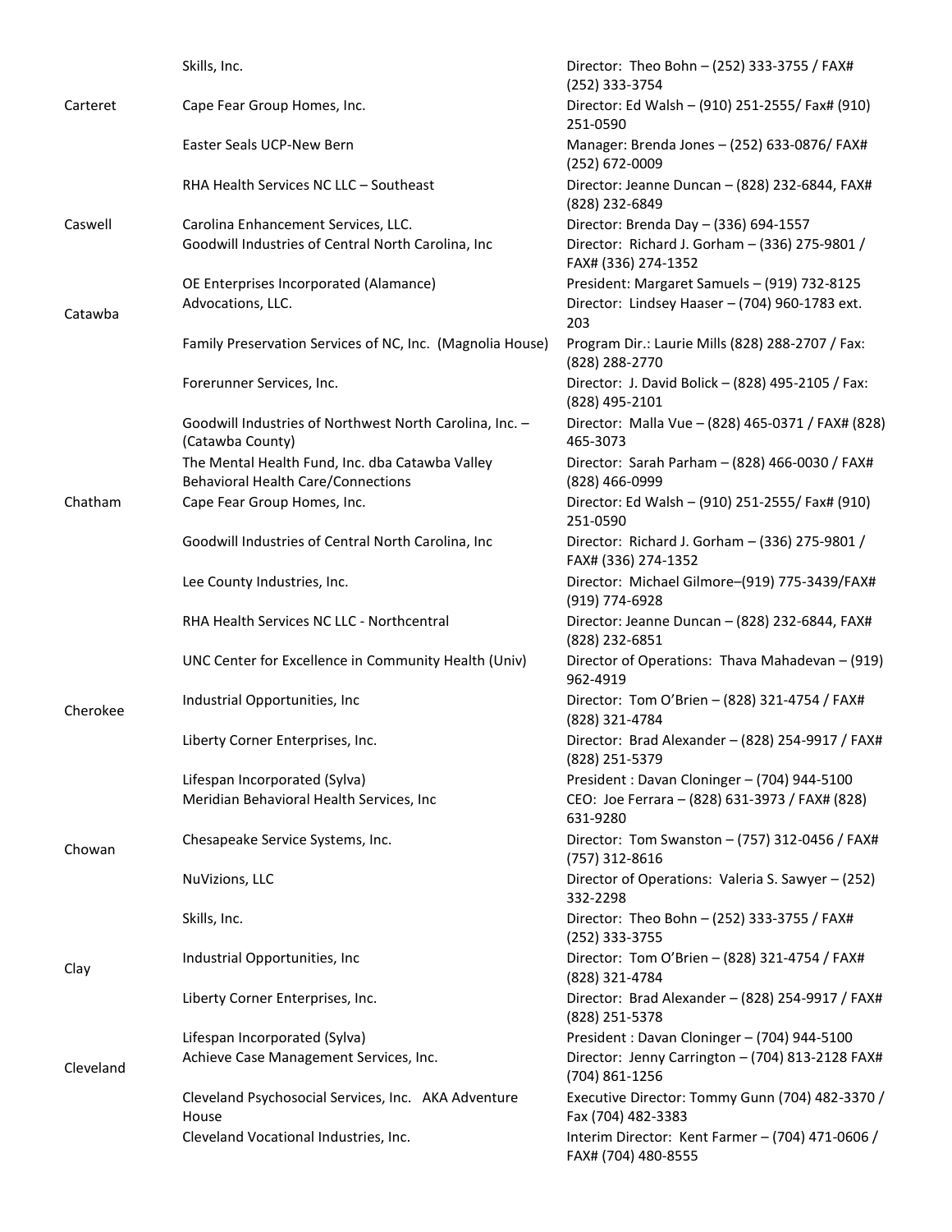| County | Provider | Contact |
|---|---|---|
| | Skills, Inc. | Director: Theo Bohn – (252) 333-3755 / FAX# (252) 333-3754 |
| Carteret | Cape Fear Group Homes, Inc. | Director: Ed Walsh – (910) 251-2555/ Fax# (910) 251-0590 |
| | Easter Seals UCP-New Bern | Manager: Brenda Jones – (252) 633-0876/ FAX# (252) 672-0009 |
| | RHA Health Services NC LLC – Southeast | Director: Jeanne Duncan – (828) 232-6844, FAX# (828) 232-6849 |
| Caswell | Carolina Enhancement Services, LLC. | Director: Brenda Day – (336) 694-1557 |
| | Goodwill Industries of Central North Carolina, Inc | Director: Richard J. Gorham – (336) 275-9801 / FAX# (336) 274-1352 |
| | OE Enterprises Incorporated (Alamance) | President: Margaret Samuels – (919) 732-8125 |
| Catawba | Advocations, LLC. | Director: Lindsey Haaser – (704) 960-1783 ext. 203 |
| | Family Preservation Services of NC, Inc. (Magnolia House) | Program Dir.: Laurie Mills (828) 288-2707 / Fax: (828) 288-2770 |
| | Forerunner Services, Inc. | Director: J. David Bolick – (828) 495-2105 / Fax: (828) 495-2101 |
| | Goodwill Industries of Northwest North Carolina, Inc. – (Catawba County) | Director: Malla Vue – (828) 465-0371 / FAX# (828) 465-3073 |
| | The Mental Health Fund, Inc. dba Catawba Valley Behavioral Health Care/Connections | Director: Sarah Parham – (828) 466-0030 / FAX# (828) 466-0999 |
| Chatham | Cape Fear Group Homes, Inc. | Director: Ed Walsh – (910) 251-2555/ Fax# (910) 251-0590 |
| | Goodwill Industries of Central North Carolina, Inc | Director: Richard J. Gorham – (336) 275-9801 / FAX# (336) 274-1352 |
| | Lee County Industries, Inc. | Director: Michael Gilmore–(919) 775-3439/FAX# (919) 774-6928 |
| | RHA Health Services NC LLC - Northcentral | Director: Jeanne Duncan – (828) 232-6844, FAX# (828) 232-6851 |
| | UNC Center for Excellence in Community Health (Univ) | Director of Operations: Thava Mahadevan – (919) 962-4919 |
| Cherokee | Industrial Opportunities, Inc | Director: Tom O'Brien – (828) 321-4754 / FAX# (828) 321-4784 |
| | Liberty Corner Enterprises, Inc. | Director: Brad Alexander – (828) 254-9917 / FAX# (828) 251-5379 |
| | Lifespan Incorporated (Sylva) | President : Davan Cloninger – (704) 944-5100 |
| | Meridian Behavioral Health Services, Inc | CEO: Joe Ferrara – (828) 631-3973 / FAX# (828) 631-9280 |
| Chowan | Chesapeake Service Systems, Inc. | Director: Tom Swanston – (757) 312-0456 / FAX# (757) 312-8616 |
| | NuVizions, LLC | Director of Operations: Valeria S. Sawyer – (252) 332-2298 |
| | Skills, Inc. | Director: Theo Bohn – (252) 333-3755 / FAX# (252) 333-3755 |
| Clay | Industrial Opportunities, Inc | Director: Tom O'Brien – (828) 321-4754 / FAX# (828) 321-4784 |
| | Liberty Corner Enterprises, Inc. | Director: Brad Alexander – (828) 254-9917 / FAX# (828) 251-5378 |
| | Lifespan Incorporated (Sylva) | President : Davan Cloninger – (704) 944-5100 |
| Cleveland | Achieve Case Management Services, Inc. | Director: Jenny Carrington – (704) 813-2128 FAX# (704) 861-1256 |
| | Cleveland Psychosocial Services, Inc. AKA Adventure House | Executive Director: Tommy Gunn (704) 482-3370 / Fax (704) 482-3383 |
| | Cleveland Vocational Industries, Inc. | Interim Director: Kent Farmer – (704) 471-0606 / FAX# (704) 480-8555 |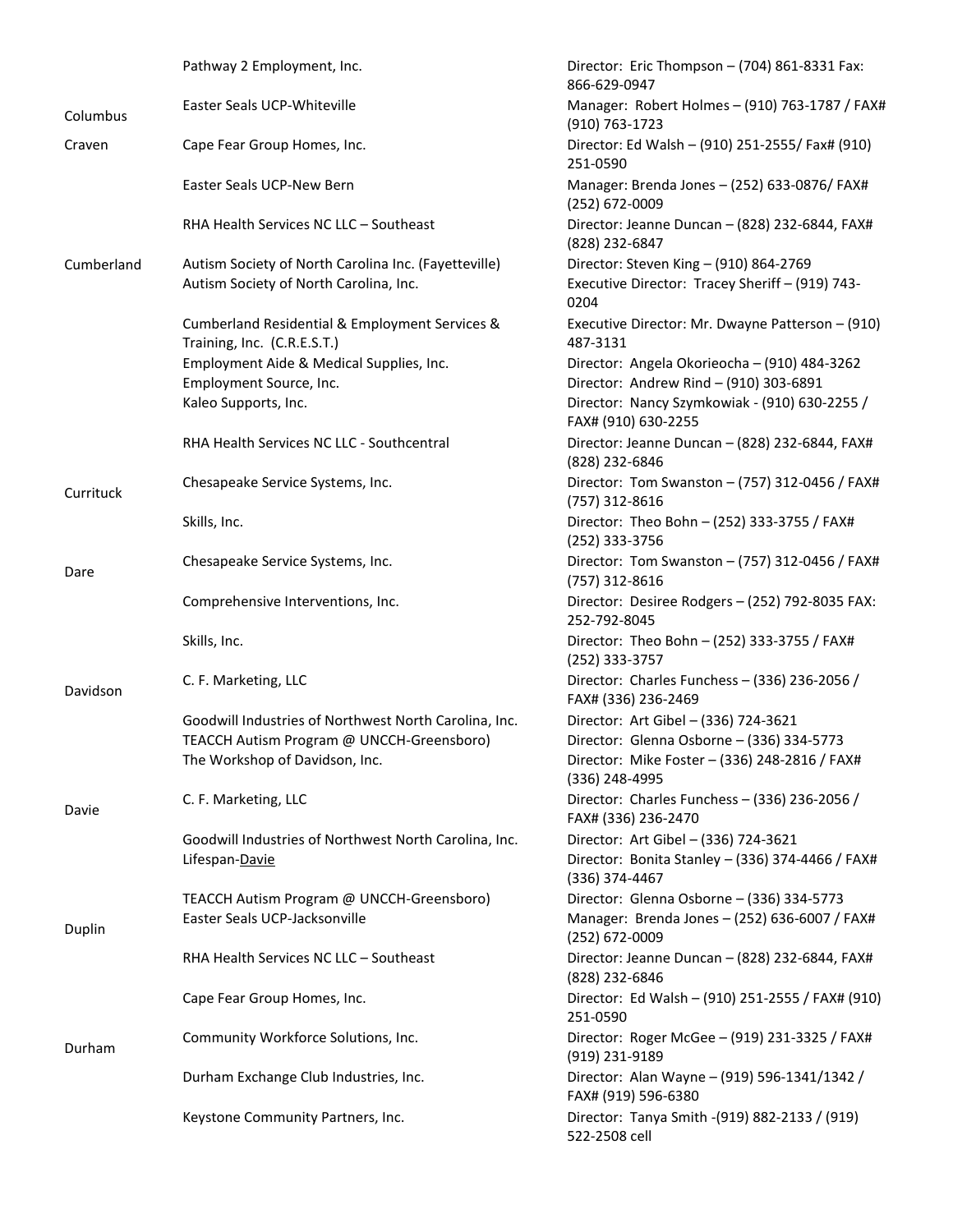| County | Provider | Contact |
|---|---|---|
| | Pathway 2 Employment, Inc. | Director: Eric Thompson – (704) 861-8331 Fax: 866-629-0947 |
| Columbus | Easter Seals UCP-Whiteville | Manager: Robert Holmes – (910) 763-1787 / FAX# (910) 763-1723 |
| Craven | Cape Fear Group Homes, Inc. | Director: Ed Walsh – (910) 251-2555/ Fax# (910) 251-0590 |
| | Easter Seals UCP-New Bern | Manager: Brenda Jones – (252) 633-0876/ FAX# (252) 672-0009 |
| | RHA Health Services NC LLC – Southeast | Director: Jeanne Duncan – (828) 232-6844, FAX# (828) 232-6847 |
| Cumberland | Autism Society of North Carolina Inc. (Fayetteville) | Director: Steven King – (910) 864-2769 |
| | Autism Society of North Carolina, Inc. | Executive Director: Tracey Sheriff – (919) 743-0204 |
| | Cumberland Residential & Employment Services & Training, Inc. (C.R.E.S.T.) | Executive Director: Mr. Dwayne Patterson – (910) 487-3131 |
| | Employment Aide & Medical Supplies, Inc. | Director: Angela Okorieocha – (910) 484-3262 |
| | Employment Source, Inc. | Director: Andrew Rind – (910) 303-6891 |
| | Kaleo Supports, Inc. | Director: Nancy Szymkowiak - (910) 630-2255 / FAX# (910) 630-2255 |
| | RHA Health Services NC LLC - Southcentral | Director: Jeanne Duncan – (828) 232-6844, FAX# (828) 232-6846 |
| Currituck | Chesapeake Service Systems, Inc. | Director: Tom Swanston – (757) 312-0456 / FAX# (757) 312-8616 |
| | Skills, Inc. | Director: Theo Bohn – (252) 333-3755 / FAX# (252) 333-3756 |
| Dare | Chesapeake Service Systems, Inc. | Director: Tom Swanston – (757) 312-0456 / FAX# (757) 312-8616 |
| | Comprehensive Interventions, Inc. | Director: Desiree Rodgers – (252) 792-8035 FAX: 252-792-8045 |
| | Skills, Inc. | Director: Theo Bohn – (252) 333-3755 / FAX# (252) 333-3757 |
| Davidson | C. F. Marketing, LLC | Director: Charles Funchess – (336) 236-2056 / FAX# (336) 236-2469 |
| | Goodwill Industries of Northwest North Carolina, Inc. | Director: Art Gibel – (336) 724-3621 |
| | TEACCH Autism Program @ UNCCH-Greensboro) | Director: Glenna Osborne – (336) 334-5773 |
| | The Workshop of Davidson, Inc. | Director: Mike Foster – (336) 248-2816 / FAX# (336) 248-4995 |
| Davie | C. F. Marketing, LLC | Director: Charles Funchess – (336) 236-2056 / FAX# (336) 236-2470 |
| | Goodwill Industries of Northwest North Carolina, Inc. | Director: Art Gibel – (336) 724-3621 |
| | Lifespan-Davie | Director: Bonita Stanley – (336) 374-4466 / FAX# (336) 374-4467 |
| | TEACCH Autism Program @ UNCCH-Greensboro) | Director: Glenna Osborne – (336) 334-5773 |
| Duplin | Easter Seals UCP-Jacksonville | Manager: Brenda Jones – (252) 636-6007 / FAX# (252) 672-0009 |
| | RHA Health Services NC LLC – Southeast | Director: Jeanne Duncan – (828) 232-6844, FAX# (828) 232-6846 |
| | Cape Fear Group Homes, Inc. | Director: Ed Walsh – (910) 251-2555 / FAX# (910) 251-0590 |
| Durham | Community Workforce Solutions, Inc. | Director: Roger McGee – (919) 231-3325 / FAX# (919) 231-9189 |
| | Durham Exchange Club Industries, Inc. | Director: Alan Wayne – (919) 596-1341/1342 / FAX# (919) 596-6380 |
| | Keystone Community Partners, Inc. | Director: Tanya Smith -(919) 882-2133 / (919) 522-2508 cell |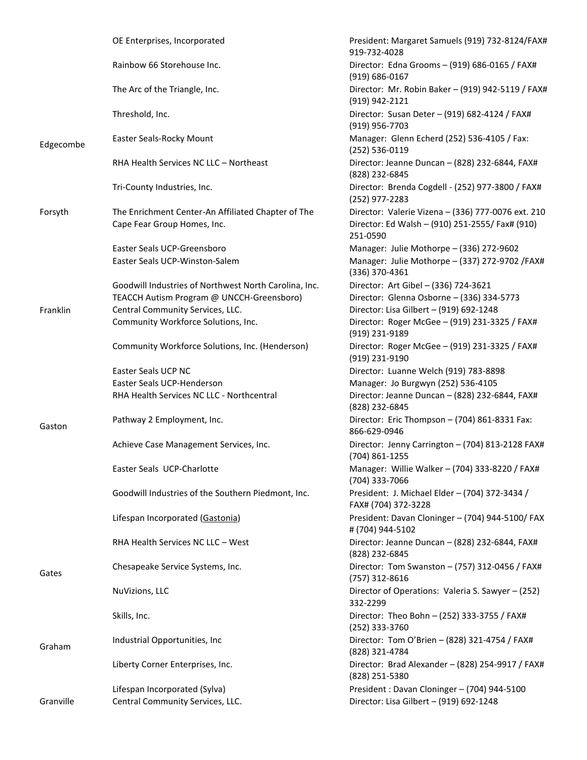| County | Provider | Contact |
|---|---|---|
| | OE Enterprises, Incorporated | President: Margaret Samuels (919) 732-8124/FAX# 919-732-4028 |
| | Rainbow 66 Storehouse Inc. | Director: Edna Grooms – (919) 686-0165 / FAX# (919) 686-0167 |
| | The Arc of the Triangle, Inc. | Director: Mr. Robin Baker – (919) 942-5119 / FAX# (919) 942-2121 |
| | Threshold, Inc. | Director: Susan Deter – (919) 682-4124 / FAX# (919) 956-7703 |
| Edgecombe | Easter Seals-Rocky Mount | Manager: Glenn Echerd (252) 536-4105 / Fax: (252) 536-0119 |
| | RHA Health Services NC LLC – Northeast | Director: Jeanne Duncan – (828) 232-6844, FAX# (828) 232-6845 |
| | Tri-County Industries, Inc. | Director: Brenda Cogdell - (252) 977-3800 / FAX# (252) 977-2283 |
| Forsyth | The Enrichment Center-An Affiliated Chapter of The | Director: Valerie Vizena – (336) 777-0076 ext. 210 |
| | Cape Fear Group Homes, Inc. | Director: Ed Walsh – (910) 251-2555/ Fax# (910) 251-0590 |
| | Easter Seals UCP-Greensboro | Manager: Julie Mothorpe – (336) 272-9602 |
| | Easter Seals UCP-Winston-Salem | Manager: Julie Mothorpe – (337) 272-9702 /FAX# (336) 370-4361 |
| | Goodwill Industries of Northwest North Carolina, Inc. | Director: Art Gibel – (336) 724-3621 |
| | TEACCH Autism Program @ UNCCH-Greensboro) | Director: Glenna Osborne – (336) 334-5773 |
| Franklin | Central Community Services, LLC. | Director: Lisa Gilbert – (919) 692-1248 |
| | Community Workforce Solutions, Inc. | Director: Roger McGee – (919) 231-3325 / FAX# (919) 231-9189 |
| | Community Workforce Solutions, Inc. (Henderson) | Director: Roger McGee – (919) 231-3325 / FAX# (919) 231-9190 |
| | Easter Seals UCP NC | Director: Luanne Welch (919) 783-8898 |
| | Easter Seals UCP-Henderson | Manager: Jo Burgwyn (252) 536-4105 |
| | RHA Health Services NC LLC - Northcentral | Director: Jeanne Duncan – (828) 232-6844, FAX# (828) 232-6845 |
| Gaston | Pathway 2 Employment, Inc. | Director: Eric Thompson – (704) 861-8331 Fax: 866-629-0946 |
| | Achieve Case Management Services, Inc. | Director: Jenny Carrington – (704) 813-2128 FAX# (704) 861-1255 |
| | Easter Seals UCP-Charlotte | Manager: Willie Walker – (704) 333-8220 / FAX# (704) 333-7066 |
| | Goodwill Industries of the Southern Piedmont, Inc. | President: J. Michael Elder – (704) 372-3434 / FAX# (704) 372-3228 |
| | Lifespan Incorporated (Gastonia) | President: Davan Cloninger – (704) 944-5100/ FAX # (704) 944-5102 |
| | RHA Health Services NC LLC – West | Director: Jeanne Duncan – (828) 232-6844, FAX# (828) 232-6845 |
| Gates | Chesapeake Service Systems, Inc. | Director: Tom Swanston – (757) 312-0456 / FAX# (757) 312-8616 |
| | NuVizions, LLC | Director of Operations: Valeria S. Sawyer – (252) 332-2299 |
| | Skills, Inc. | Director: Theo Bohn – (252) 333-3755 / FAX# (252) 333-3760 |
| Graham | Industrial Opportunities, Inc | Director: Tom O'Brien – (828) 321-4754 / FAX# (828) 321-4784 |
| | Liberty Corner Enterprises, Inc. | Director: Brad Alexander – (828) 254-9917 / FAX# (828) 251-5380 |
| | Lifespan Incorporated (Sylva) | President : Davan Cloninger – (704) 944-5100 |
| Granville | Central Community Services, LLC. | Director: Lisa Gilbert – (919) 692-1248 |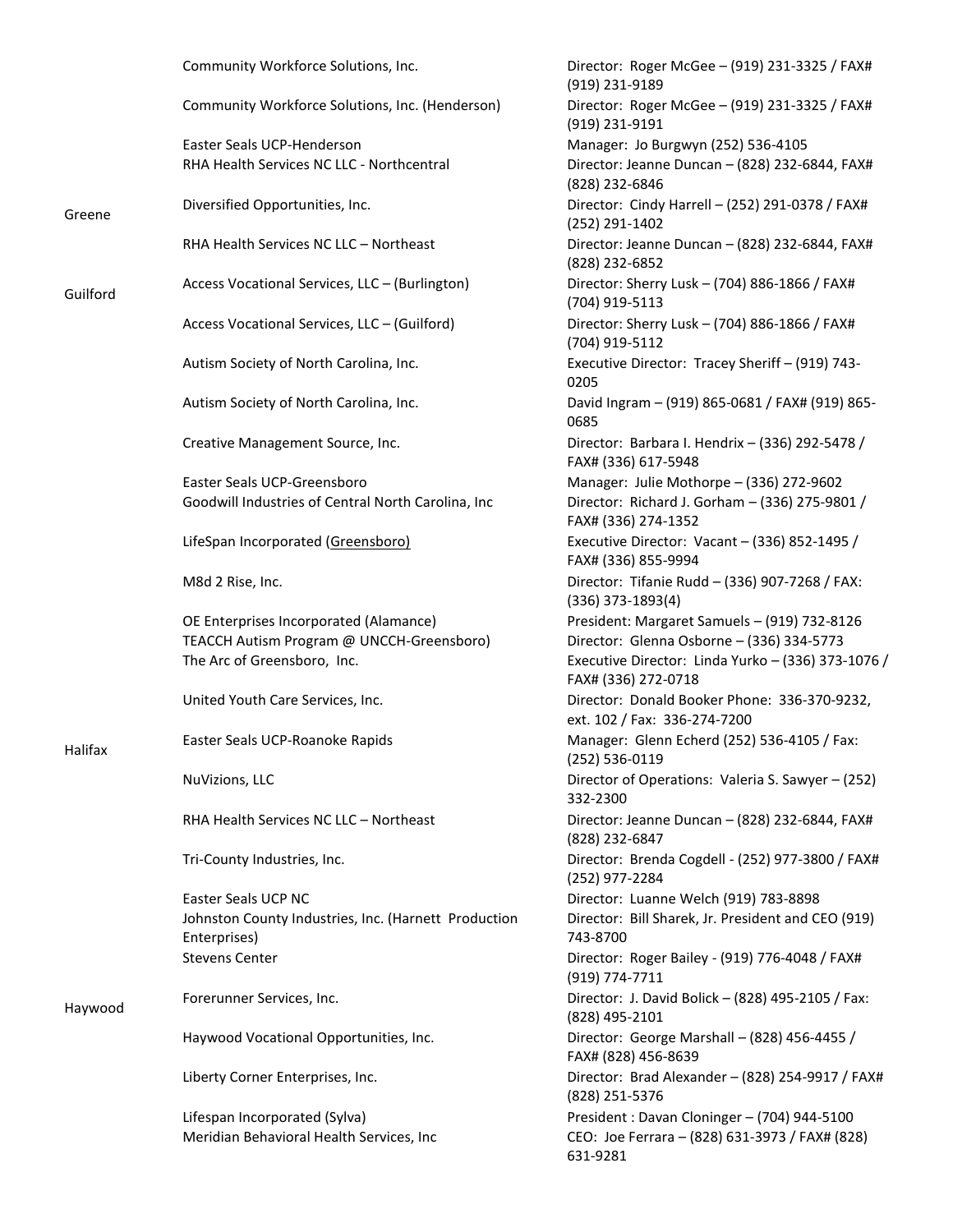| County | Provider | Contact |
|---|---|---|
| | Community Workforce Solutions, Inc. | Director: Roger McGee – (919) 231-3325 / FAX# (919) 231-9189 |
| | Community Workforce Solutions, Inc. (Henderson) | Director: Roger McGee – (919) 231-3325 / FAX# (919) 231-9191 |
| | Easter Seals UCP-Henderson | Manager: Jo Burgwyn (252) 536-4105 |
| | RHA Health Services NC LLC - Northcentral | Director: Jeanne Duncan – (828) 232-6844, FAX# (828) 232-6846 |
| Greene | Diversified Opportunities, Inc. | Director: Cindy Harrell – (252) 291-0378 / FAX# (252) 291-1402 |
| | RHA Health Services NC LLC – Northeast | Director: Jeanne Duncan – (828) 232-6844, FAX# (828) 232-6852 |
| Guilford | Access Vocational Services, LLC – (Burlington) | Director: Sherry Lusk – (704) 886-1866 / FAX# (704) 919-5113 |
| | Access Vocational Services, LLC – (Guilford) | Director: Sherry Lusk – (704) 886-1866 / FAX# (704) 919-5112 |
| | Autism Society of North Carolina, Inc. | Executive Director: Tracey Sheriff – (919) 743-0205 |
| | Autism Society of North Carolina, Inc. | David Ingram – (919) 865-0681 / FAX# (919) 865-0685 |
| | Creative Management Source, Inc. | Director: Barbara I. Hendrix – (336) 292-5478 / FAX# (336) 617-5948 |
| | Easter Seals UCP-Greensboro | Manager: Julie Mothorpe – (336) 272-9602 |
| | Goodwill Industries of Central North Carolina, Inc | Director: Richard J. Gorham – (336) 275-9801 / FAX# (336) 274-1352 |
| | LifeSpan Incorporated (Greensboro) | Executive Director: Vacant – (336) 852-1495 / FAX# (336) 855-9994 |
| | M8d 2 Rise, Inc. | Director: Tifanie Rudd – (336) 907-7268 / FAX: (336) 373-1893(4) |
| | OE Enterprises Incorporated (Alamance) | President: Margaret Samuels – (919) 732-8126 |
| | TEACCH Autism Program @ UNCCH-Greensboro) | Director: Glenna Osborne – (336) 334-5773 |
| | The Arc of Greensboro, Inc. | Executive Director: Linda Yurko – (336) 373-1076 / FAX# (336) 272-0718 |
| | United Youth Care Services, Inc. | Director: Donald Booker Phone: 336-370-9232, ext. 102 / Fax: 336-274-7200 |
| Halifax | Easter Seals UCP-Roanoke Rapids | Manager: Glenn Echerd (252) 536-4105 / Fax: (252) 536-0119 |
| | NuVizions, LLC | Director of Operations: Valeria S. Sawyer – (252) 332-2300 |
| | RHA Health Services NC LLC – Northeast | Director: Jeanne Duncan – (828) 232-6844, FAX# (828) 232-6847 |
| | Tri-County Industries, Inc. | Director: Brenda Cogdell - (252) 977-3800 / FAX# (252) 977-2284 |
| | Easter Seals UCP NC | Director: Luanne Welch (919) 783-8898 |
| | Johnston County Industries, Inc. (Harnett Production Enterprises) | Director: Bill Sharek, Jr. President and CEO (919) 743-8700 |
| | Stevens Center | Director: Roger Bailey - (919) 776-4048 / FAX# (919) 774-7711 |
| Haywood | Forerunner Services, Inc. | Director: J. David Bolick – (828) 495-2105 / Fax: (828) 495-2101 |
| | Haywood Vocational Opportunities, Inc. | Director: George Marshall – (828) 456-4455 / FAX# (828) 456-8639 |
| | Liberty Corner Enterprises, Inc. | Director: Brad Alexander – (828) 254-9917 / FAX# (828) 251-5376 |
| | Lifespan Incorporated (Sylva) | President : Davan Cloninger – (704) 944-5100 |
| | Meridian Behavioral Health Services, Inc | CEO: Joe Ferrara – (828) 631-3973 / FAX# (828) 631-9281 |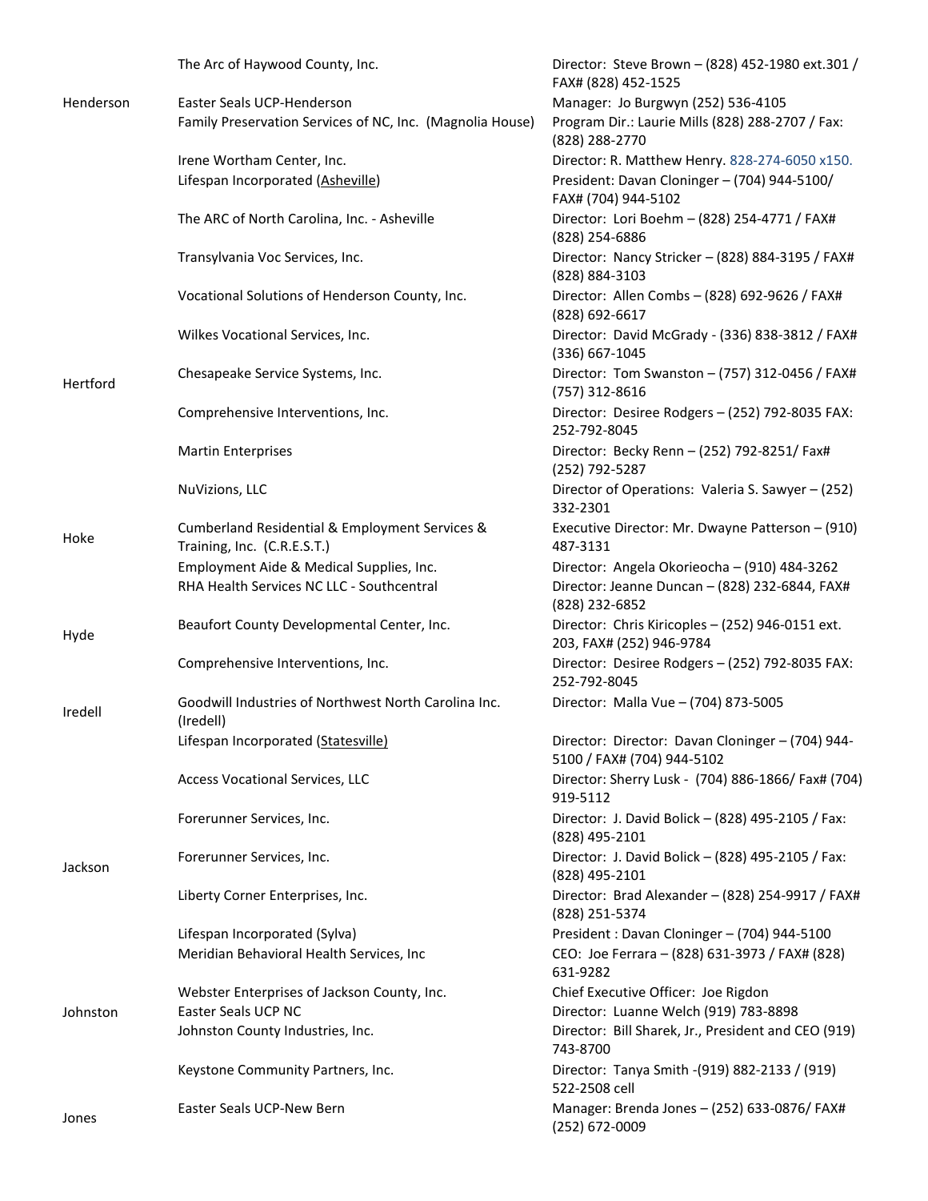| County | Provider | Contact |
| --- | --- | --- |
| | The Arc of Haywood County, Inc. | Director: Steve Brown – (828) 452-1980 ext.301 / FAX# (828) 452-1525 |
| Henderson | Easter Seals UCP-Henderson | Manager: Jo Burgwyn (252) 536-4105 |
| | Family Preservation Services of NC, Inc. (Magnolia House) | Program Dir.: Laurie Mills (828) 288-2707 / Fax: (828) 288-2770 |
| | Irene Wortham Center, Inc. | Director: R. Matthew Henry. 828-274-6050 x150. |
| | Lifespan Incorporated (Asheville) | President: Davan Cloninger – (704) 944-5100/ FAX# (704) 944-5102 |
| | The ARC of North Carolina, Inc. - Asheville | Director: Lori Boehm – (828) 254-4771 / FAX# (828) 254-6886 |
| | Transylvania Voc Services, Inc. | Director: Nancy Stricker – (828) 884-3195 / FAX# (828) 884-3103 |
| | Vocational Solutions of Henderson County, Inc. | Director: Allen Combs – (828) 692-9626 / FAX# (828) 692-6617 |
| | Wilkes Vocational Services, Inc. | Director: David McGrady - (336) 838-3812 / FAX# (336) 667-1045 |
| Hertford | Chesapeake Service Systems, Inc. | Director: Tom Swanston – (757) 312-0456 / FAX# (757) 312-8616 |
| | Comprehensive Interventions, Inc. | Director: Desiree Rodgers – (252) 792-8035 FAX: 252-792-8045 |
| | Martin Enterprises | Director: Becky Renn – (252) 792-8251/ Fax# (252) 792-5287 |
| | NuVizions, LLC | Director of Operations: Valeria S. Sawyer – (252) 332-2301 |
| Hoke | Cumberland Residential & Employment Services & Training, Inc. (C.R.E.S.T.) | Executive Director: Mr. Dwayne Patterson – (910) 487-3131 |
| | Employment Aide & Medical Supplies, Inc. | Director: Angela Okorieocha – (910) 484-3262 |
| | RHA Health Services NC LLC - Southcentral | Director: Jeanne Duncan – (828) 232-6844, FAX# (828) 232-6852 |
| Hyde | Beaufort County Developmental Center, Inc. | Director: Chris Kiricoples – (252) 946-0151 ext. 203, FAX# (252) 946-9784 |
| | Comprehensive Interventions, Inc. | Director: Desiree Rodgers – (252) 792-8035 FAX: 252-792-8045 |
| Iredell | Goodwill Industries of Northwest North Carolina Inc. (Iredell) | Director: Malla Vue – (704) 873-5005 |
| | Lifespan Incorporated (Statesville) | Director: Director: Davan Cloninger – (704) 944-5100 / FAX# (704) 944-5102 |
| | Access Vocational Services, LLC | Director: Sherry Lusk - (704) 886-1866/ Fax# (704) 919-5112 |
| | Forerunner Services, Inc. | Director: J. David Bolick – (828) 495-2105 / Fax: (828) 495-2101 |
| Jackson | Forerunner Services, Inc. | Director: J. David Bolick – (828) 495-2105 / Fax: (828) 495-2101 |
| | Liberty Corner Enterprises, Inc. | Director: Brad Alexander – (828) 254-9917 / FAX# (828) 251-5374 |
| | Lifespan Incorporated (Sylva) | President : Davan Cloninger – (704) 944-5100 |
| | Meridian Behavioral Health Services, Inc | CEO: Joe Ferrara – (828) 631-3973 / FAX# (828) 631-9282 |
| | Webster Enterprises of Jackson County, Inc. | Chief Executive Officer: Joe Rigdon |
| Johnston | Easter Seals UCP NC | Director: Luanne Welch (919) 783-8898 |
| | Johnston County Industries, Inc. | Director: Bill Sharek, Jr., President and CEO (919) 743-8700 |
| | Keystone Community Partners, Inc. | Director: Tanya Smith -(919) 882-2133 / (919) 522-2508 cell |
| Jones | Easter Seals UCP-New Bern | Manager: Brenda Jones – (252) 633-0876/ FAX# (252) 672-0009 |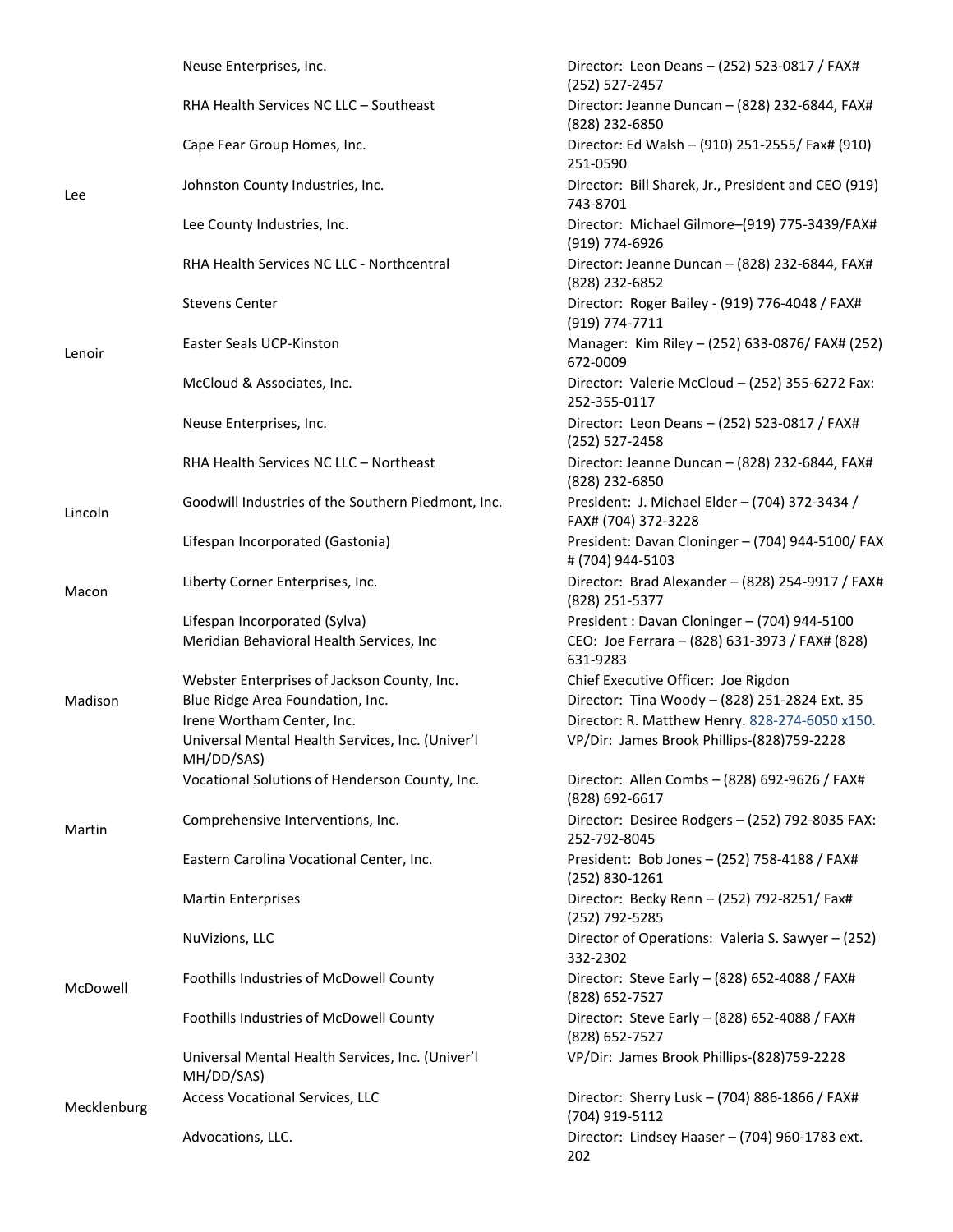| County | Provider | Contact |
|---|---|---|
| | Neuse Enterprises, Inc. | Director: Leon Deans – (252) 523-0817 / FAX# (252) 527-2457 |
| | RHA Health Services NC LLC – Southeast | Director: Jeanne Duncan – (828) 232-6844, FAX# (828) 232-6850 |
| Lee | Cape Fear Group Homes, Inc. | Director: Ed Walsh – (910) 251-2555/ Fax# (910) 251-0590 |
| | Johnston County Industries, Inc. | Director: Bill Sharek, Jr., President and CEO (919) 743-8701 |
| | Lee County Industries, Inc. | Director: Michael Gilmore–(919) 775-3439/FAX# (919) 774-6926 |
| | RHA Health Services NC LLC - Northcentral | Director: Jeanne Duncan – (828) 232-6844, FAX# (828) 232-6852 |
| | Stevens Center | Director: Roger Bailey - (919) 776-4048 / FAX# (919) 774-7711 |
| Lenoir | Easter Seals UCP-Kinston | Manager: Kim Riley – (252) 633-0876/ FAX# (252) 672-0009 |
| | McCloud & Associates, Inc. | Director: Valerie McCloud – (252) 355-6272 Fax: 252-355-0117 |
| | Neuse Enterprises, Inc. | Director: Leon Deans – (252) 523-0817 / FAX# (252) 527-2458 |
| | RHA Health Services NC LLC – Northeast | Director: Jeanne Duncan – (828) 232-6844, FAX# (828) 232-6850 |
| Lincoln | Goodwill Industries of the Southern Piedmont, Inc. | President: J. Michael Elder – (704) 372-3434 / FAX# (704) 372-3228 |
| | Lifespan Incorporated (Gastonia) | President: Davan Cloninger – (704) 944-5100/ FAX # (704) 944-5103 |
| Macon | Liberty Corner Enterprises, Inc. | Director: Brad Alexander – (828) 254-9917 / FAX# (828) 251-5377 |
| | Lifespan Incorporated (Sylva) | President : Davan Cloninger – (704) 944-5100 |
| | Meridian Behavioral Health Services, Inc | CEO: Joe Ferrara – (828) 631-3973 / FAX# (828) 631-9283 |
| | Webster Enterprises of Jackson County, Inc. | Chief Executive Officer: Joe Rigdon |
| Madison | Blue Ridge Area Foundation, Inc. | Director: Tina Woody – (828) 251-2824 Ext. 35 |
| | Irene Wortham Center, Inc. | Director: R. Matthew Henry. 828-274-6050 x150. |
| | Universal Mental Health Services, Inc. (Univer'l MH/DD/SAS) | VP/Dir: James Brook Phillips-(828)759-2228 |
| | Vocational Solutions of Henderson County, Inc. | Director: Allen Combs – (828) 692-9626 / FAX# (828) 692-6617 |
| Martin | Comprehensive Interventions, Inc. | Director: Desiree Rodgers – (252) 792-8035 FAX: 252-792-8045 |
| | Eastern Carolina Vocational Center, Inc. | President: Bob Jones – (252) 758-4188 / FAX# (252) 830-1261 |
| | Martin Enterprises | Director: Becky Renn – (252) 792-8251/ Fax# (252) 792-5285 |
| | NuVizions, LLC | Director of Operations: Valeria S. Sawyer – (252) 332-2302 |
| McDowell | Foothills Industries of McDowell County | Director: Steve Early – (828) 652-4088 / FAX# (828) 652-7527 |
| | Foothills Industries of McDowell County | Director: Steve Early – (828) 652-4088 / FAX# (828) 652-7527 |
| | Universal Mental Health Services, Inc. (Univer'l MH/DD/SAS) | VP/Dir: James Brook Phillips-(828)759-2228 |
| Mecklenburg | Access Vocational Services, LLC | Director: Sherry Lusk – (704) 886-1866 / FAX# (704) 919-5112 |
| | Advocations, LLC. | Director: Lindsey Haaser – (704) 960-1783 ext. 202 |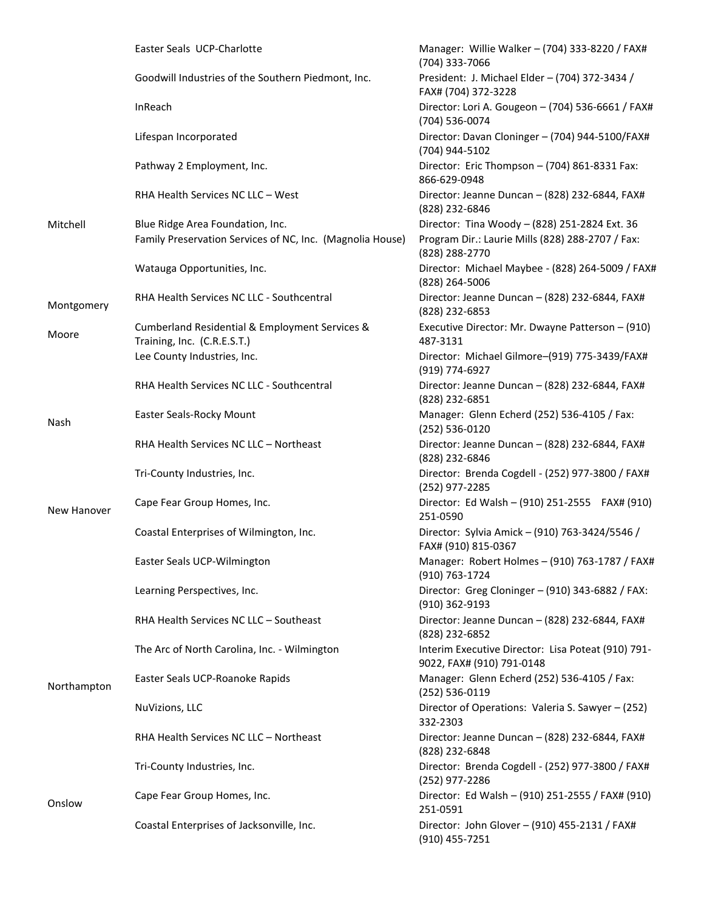| County | Provider | Contact |
| --- | --- | --- |
| | Easter Seals UCP-Charlotte | Manager: Willie Walker – (704) 333-8220 / FAX# (704) 333-7066 |
| | Goodwill Industries of the Southern Piedmont, Inc. | President: J. Michael Elder – (704) 372-3434 / FAX# (704) 372-3228 |
| | InReach | Director: Lori A. Gougeon – (704) 536-6661 / FAX# (704) 536-0074 |
| | Lifespan Incorporated | Director: Davan Cloninger – (704) 944-5100/FAX# (704) 944-5102 |
| | Pathway 2 Employment, Inc. | Director: Eric Thompson – (704) 861-8331 Fax: 866-629-0948 |
| | RHA Health Services NC LLC – West | Director: Jeanne Duncan – (828) 232-6844, FAX# (828) 232-6846 |
| Mitchell | Blue Ridge Area Foundation, Inc. | Director: Tina Woody – (828) 251-2824 Ext. 36 |
| | Family Preservation Services of NC, Inc. (Magnolia House) | Program Dir.: Laurie Mills (828) 288-2707 / Fax: (828) 288-2770 |
| | Watauga Opportunities, Inc. | Director: Michael Maybee - (828) 264-5009 / FAX# (828) 264-5006 |
| Montgomery | RHA Health Services NC LLC - Southcentral | Director: Jeanne Duncan – (828) 232-6844, FAX# (828) 232-6853 |
| Moore | Cumberland Residential & Employment Services & Training, Inc. (C.R.E.S.T.) | Executive Director: Mr. Dwayne Patterson – (910) 487-3131 |
| | Lee County Industries, Inc. | Director: Michael Gilmore–(919) 775-3439/FAX# (919) 774-6927 |
| | RHA Health Services NC LLC - Southcentral | Director: Jeanne Duncan – (828) 232-6844, FAX# (828) 232-6851 |
| Nash | Easter Seals-Rocky Mount | Manager: Glenn Echerd (252) 536-4105 / Fax: (252) 536-0120 |
| | RHA Health Services NC LLC – Northeast | Director: Jeanne Duncan – (828) 232-6844, FAX# (828) 232-6846 |
| | Tri-County Industries, Inc. | Director: Brenda Cogdell - (252) 977-3800 / FAX# (252) 977-2285 |
| New Hanover | Cape Fear Group Homes, Inc. | Director: Ed Walsh – (910) 251-2555 FAX# (910) 251-0590 |
| | Coastal Enterprises of Wilmington, Inc. | Director: Sylvia Amick – (910) 763-3424/5546 / FAX# (910) 815-0367 |
| | Easter Seals UCP-Wilmington | Manager: Robert Holmes – (910) 763-1787 / FAX# (910) 763-1724 |
| | Learning Perspectives, Inc. | Director: Greg Cloninger – (910) 343-6882 / FAX: (910) 362-9193 |
| | RHA Health Services NC LLC – Southeast | Director: Jeanne Duncan – (828) 232-6844, FAX# (828) 232-6852 |
| | The Arc of North Carolina, Inc. - Wilmington | Interim Executive Director: Lisa Poteat (910) 791-9022, FAX# (910) 791-0148 |
| Northampton | Easter Seals UCP-Roanoke Rapids | Manager: Glenn Echerd (252) 536-4105 / Fax: (252) 536-0119 |
| | NuVizions, LLC | Director of Operations: Valeria S. Sawyer – (252) 332-2303 |
| | RHA Health Services NC LLC – Northeast | Director: Jeanne Duncan – (828) 232-6844, FAX# (828) 232-6848 |
| | Tri-County Industries, Inc. | Director: Brenda Cogdell - (252) 977-3800 / FAX# (252) 977-2286 |
| Onslow | Cape Fear Group Homes, Inc. | Director: Ed Walsh – (910) 251-2555 / FAX# (910) 251-0591 |
| | Coastal Enterprises of Jacksonville, Inc. | Director: John Glover – (910) 455-2131 / FAX# (910) 455-7251 |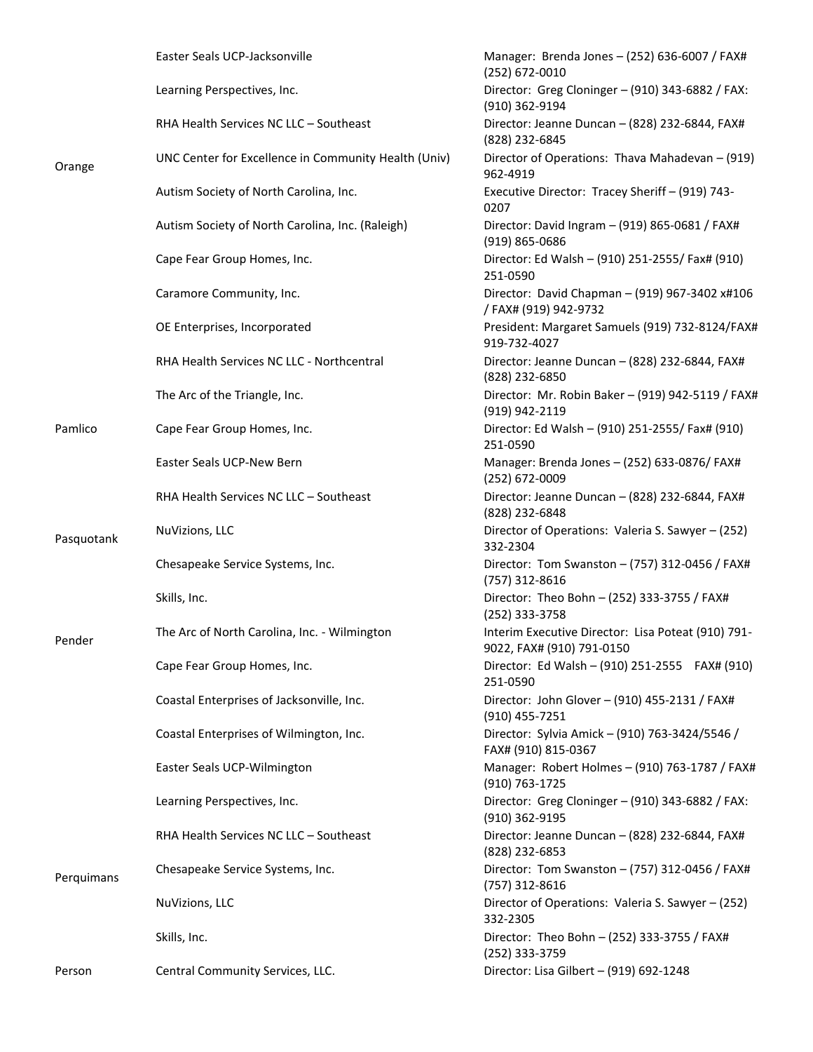| | | |
|---|---|---|
| | Easter Seals UCP-Jacksonville | Manager: Brenda Jones – (252) 636-6007 / FAX# (252) 672-0010 |
| | Learning Perspectives, Inc. | Director: Greg Cloninger – (910) 343-6882 / FAX: (910) 362-9194 |
| | RHA Health Services NC LLC – Southeast | Director: Jeanne Duncan – (828) 232-6844, FAX# (828) 232-6845 |
| Orange | UNC Center for Excellence in Community Health (Univ) | Director of Operations: Thava Mahadevan – (919) 962-4919 |
| | Autism Society of North Carolina, Inc. | Executive Director: Tracey Sheriff – (919) 743-0207 |
| | Autism Society of North Carolina, Inc. (Raleigh) | Director: David Ingram – (919) 865-0681 / FAX# (919) 865-0686 |
| | Cape Fear Group Homes, Inc. | Director: Ed Walsh – (910) 251-2555/ Fax# (910) 251-0590 |
| | Caramore Community, Inc. | Director: David Chapman – (919) 967-3402 x#106 / FAX# (919) 942-9732 |
| | OE Enterprises, Incorporated | President: Margaret Samuels (919) 732-8124/FAX# 919-732-4027 |
| | RHA Health Services NC LLC - Northcentral | Director: Jeanne Duncan – (828) 232-6844, FAX# (828) 232-6850 |
| | The Arc of the Triangle, Inc. | Director: Mr. Robin Baker – (919) 942-5119 / FAX# (919) 942-2119 |
| Pamlico | Cape Fear Group Homes, Inc. | Director: Ed Walsh – (910) 251-2555/ Fax# (910) 251-0590 |
| | Easter Seals UCP-New Bern | Manager: Brenda Jones – (252) 633-0876/ FAX# (252) 672-0009 |
| | RHA Health Services NC LLC – Southeast | Director: Jeanne Duncan – (828) 232-6844, FAX# (828) 232-6848 |
| Pasquotank | NuVizions, LLC | Director of Operations: Valeria S. Sawyer – (252) 332-2304 |
| | Chesapeake Service Systems, Inc. | Director: Tom Swanston – (757) 312-0456 / FAX# (757) 312-8616 |
| | Skills, Inc. | Director: Theo Bohn – (252) 333-3755 / FAX# (252) 333-3758 |
| Pender | The Arc of North Carolina, Inc. - Wilmington | Interim Executive Director: Lisa Poteat (910) 791-9022, FAX# (910) 791-0150 |
| | Cape Fear Group Homes, Inc. | Director: Ed Walsh – (910) 251-2555 FAX# (910) 251-0590 |
| | Coastal Enterprises of Jacksonville, Inc. | Director: John Glover – (910) 455-2131 / FAX# (910) 455-7251 |
| | Coastal Enterprises of Wilmington, Inc. | Director: Sylvia Amick – (910) 763-3424/5546 / FAX# (910) 815-0367 |
| | Easter Seals UCP-Wilmington | Manager: Robert Holmes – (910) 763-1787 / FAX# (910) 763-1725 |
| | Learning Perspectives, Inc. | Director: Greg Cloninger – (910) 343-6882 / FAX: (910) 362-9195 |
| | RHA Health Services NC LLC – Southeast | Director: Jeanne Duncan – (828) 232-6844, FAX# (828) 232-6853 |
| Perquimans | Chesapeake Service Systems, Inc. | Director: Tom Swanston – (757) 312-0456 / FAX# (757) 312-8616 |
| | NuVizions, LLC | Director of Operations: Valeria S. Sawyer – (252) 332-2305 |
| | Skills, Inc. | Director: Theo Bohn – (252) 333-3755 / FAX# (252) 333-3759 |
| Person | Central Community Services, LLC. | Director: Lisa Gilbert – (919) 692-1248 |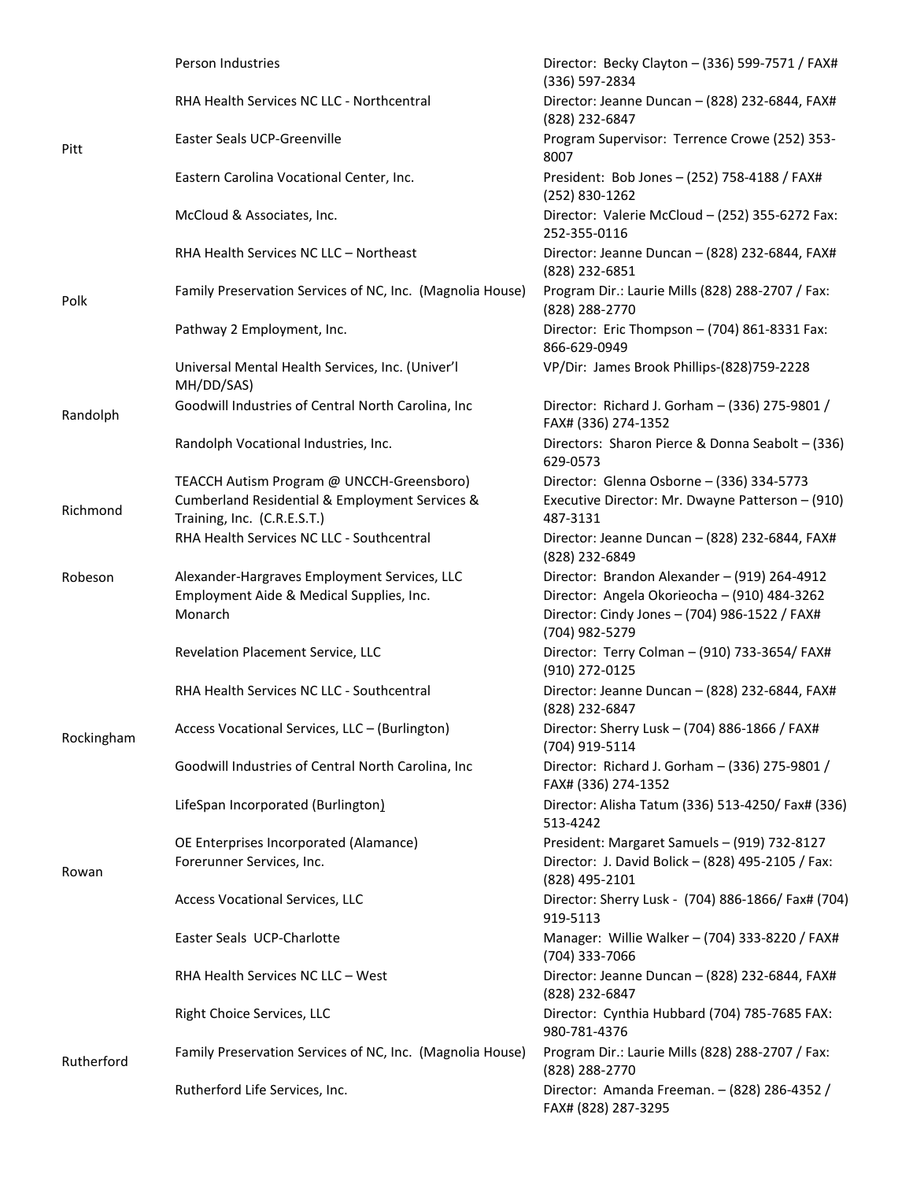| County | Provider | Contact |
|---|---|---|
| | Person Industries | Director: Becky Clayton – (336) 599-7571 / FAX# (336) 597-2834 |
| | RHA Health Services NC LLC - Northcentral | Director: Jeanne Duncan – (828) 232-6844, FAX# (828) 232-6847 |
| Pitt | Easter Seals UCP-Greenville | Program Supervisor: Terrence Crowe (252) 353-8007 |
| | Eastern Carolina Vocational Center, Inc. | President: Bob Jones – (252) 758-4188 / FAX# (252) 830-1262 |
| | McCloud & Associates, Inc. | Director: Valerie McCloud – (252) 355-6272 Fax: 252-355-0116 |
| | RHA Health Services NC LLC – Northeast | Director: Jeanne Duncan – (828) 232-6844, FAX# (828) 232-6851 |
| Polk | Family Preservation Services of NC, Inc. (Magnolia House) | Program Dir.: Laurie Mills (828) 288-2707 / Fax: (828) 288-2770 |
| | Pathway 2 Employment, Inc. | Director: Eric Thompson – (704) 861-8331 Fax: 866-629-0949 |
| | Universal Mental Health Services, Inc. (Univer'l MH/DD/SAS) | VP/Dir: James Brook Phillips-(828)759-2228 |
| Randolph | Goodwill Industries of Central North Carolina, Inc | Director: Richard J. Gorham – (336) 275-9801 / FAX# (336) 274-1352 |
| | Randolph Vocational Industries, Inc. | Directors: Sharon Pierce & Donna Seabolt – (336) 629-0573 |
| | TEACCH Autism Program @ UNCCH-Greensboro) | Director: Glenna Osborne – (336) 334-5773 |
| Richmond | Cumberland Residential & Employment Services & Training, Inc. (C.R.E.S.T.) | Executive Director: Mr. Dwayne Patterson – (910) 487-3131 |
| | RHA Health Services NC LLC - Southcentral | Director: Jeanne Duncan – (828) 232-6844, FAX# (828) 232-6849 |
| Robeson | Alexander-Hargraves Employment Services, LLC | Director: Brandon Alexander – (919) 264-4912 |
| | Employment Aide & Medical Supplies, Inc. | Director: Angela Okorieocha – (910) 484-3262 |
| | Monarch | Director: Cindy Jones – (704) 986-1522 / FAX# (704) 982-5279 |
| | Revelation Placement Service, LLC | Director: Terry Colman – (910) 733-3654/ FAX# (910) 272-0125 |
| | RHA Health Services NC LLC - Southcentral | Director: Jeanne Duncan – (828) 232-6844, FAX# (828) 232-6847 |
| Rockingham | Access Vocational Services, LLC – (Burlington) | Director: Sherry Lusk – (704) 886-1866 / FAX# (704) 919-5114 |
| | Goodwill Industries of Central North Carolina, Inc | Director: Richard J. Gorham – (336) 275-9801 / FAX# (336) 274-1352 |
| | LifeSpan Incorporated (Burlington) | Director: Alisha Tatum (336) 513-4250/ Fax# (336) 513-4242 |
| | OE Enterprises Incorporated (Alamance) | President: Margaret Samuels – (919) 732-8127 |
| Rowan | Forerunner Services, Inc. | Director: J. David Bolick – (828) 495-2105 / Fax: (828) 495-2101 |
| | Access Vocational Services, LLC | Director: Sherry Lusk - (704) 886-1866/ Fax# (704) 919-5113 |
| | Easter Seals UCP-Charlotte | Manager: Willie Walker – (704) 333-8220 / FAX# (704) 333-7066 |
| | RHA Health Services NC LLC – West | Director: Jeanne Duncan – (828) 232-6844, FAX# (828) 232-6847 |
| | Right Choice Services, LLC | Director: Cynthia Hubbard (704) 785-7685 FAX: 980-781-4376 |
| Rutherford | Family Preservation Services of NC, Inc. (Magnolia House) | Program Dir.: Laurie Mills (828) 288-2707 / Fax: (828) 288-2770 |
| | Rutherford Life Services, Inc. | Director: Amanda Freeman. – (828) 286-4352 / FAX# (828) 287-3295 |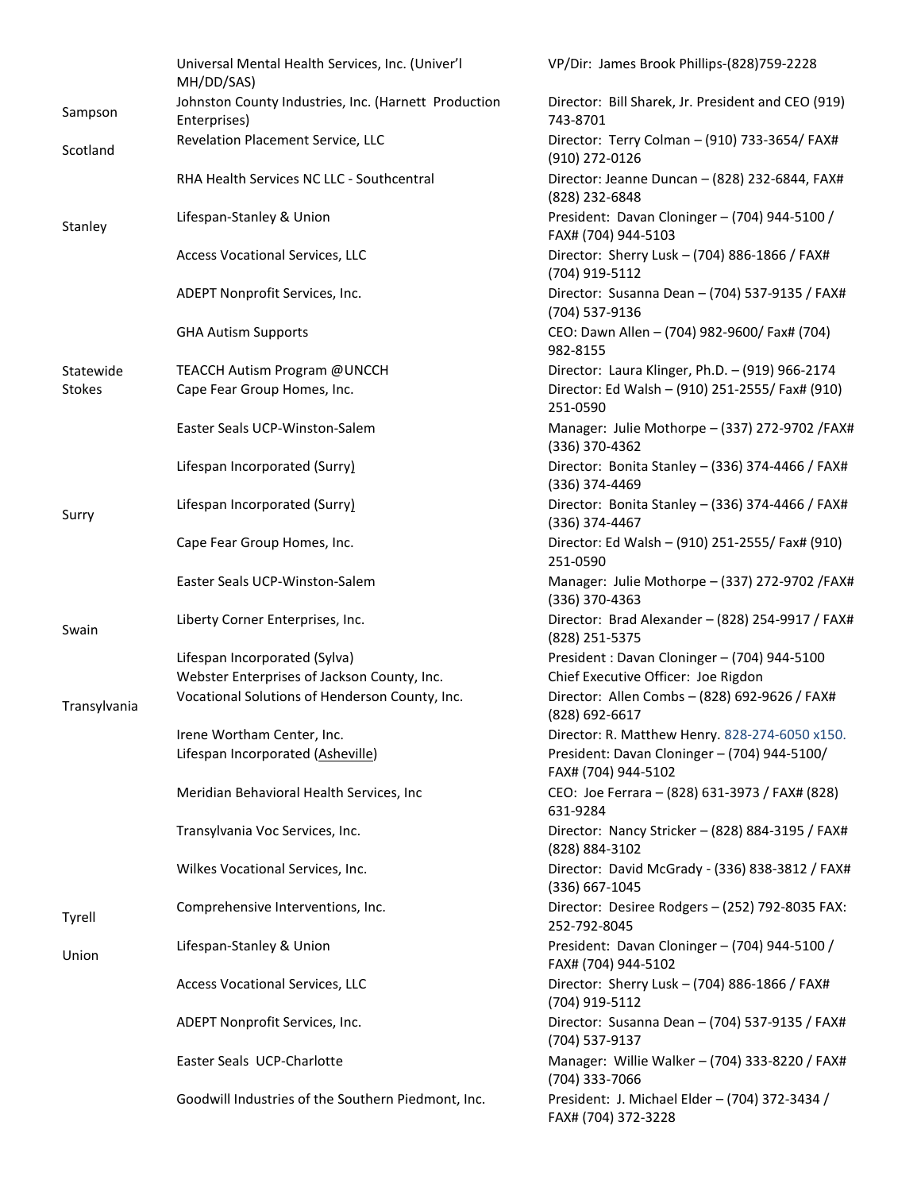| | | |
|---|---|---|
| | Universal Mental Health Services, Inc. (Univer'l MH/DD/SAS) | VP/Dir: James Brook Phillips-(828)759-2228 |
| Sampson | Johnston County Industries, Inc. (Harnett Production Enterprises) | Director: Bill Sharek, Jr. President and CEO (919) 743-8701 |
| Scotland | Revelation Placement Service, LLC | Director: Terry Colman – (910) 733-3654/ FAX# (910) 272-0126 |
| | RHA Health Services NC LLC - Southcentral | Director: Jeanne Duncan – (828) 232-6844, FAX# (828) 232-6848 |
| Stanley | Lifespan-Stanley & Union | President: Davan Cloninger – (704) 944-5100 / FAX# (704) 944-5103 |
| | Access Vocational Services, LLC | Director: Sherry Lusk – (704) 886-1866 / FAX# (704) 919-5112 |
| | ADEPT Nonprofit Services, Inc. | Director: Susanna Dean – (704) 537-9135 / FAX# (704) 537-9136 |
| | GHA Autism Supports | CEO: Dawn Allen – (704) 982-9600/ Fax# (704) 982-8155 |
| Statewide | TEACCH Autism Program @UNCCH | Director: Laura Klinger, Ph.D. – (919) 966-2174 |
| Stokes | Cape Fear Group Homes, Inc. | Director: Ed Walsh – (910) 251-2555/ Fax# (910) 251-0590 |
| | Easter Seals UCP-Winston-Salem | Manager: Julie Mothorpe – (337) 272-9702 /FAX# (336) 370-4362 |
| | Lifespan Incorporated (Surry) | Director: Bonita Stanley – (336) 374-4466 / FAX# (336) 374-4469 |
| Surry | Lifespan Incorporated (Surry) | Director: Bonita Stanley – (336) 374-4466 / FAX# (336) 374-4467 |
| | Cape Fear Group Homes, Inc. | Director: Ed Walsh – (910) 251-2555/ Fax# (910) 251-0590 |
| | Easter Seals UCP-Winston-Salem | Manager: Julie Mothorpe – (337) 272-9702 /FAX# (336) 370-4363 |
| Swain | Liberty Corner Enterprises, Inc. | Director: Brad Alexander – (828) 254-9917 / FAX# (828) 251-5375 |
| | Lifespan Incorporated (Sylva) | President : Davan Cloninger – (704) 944-5100 |
| | Webster Enterprises of Jackson County, Inc. | Chief Executive Officer: Joe Rigdon |
| Transylvania | Vocational Solutions of Henderson County, Inc. | Director: Allen Combs – (828) 692-9626 / FAX# (828) 692-6617 |
| | Irene Wortham Center, Inc. | Director: R. Matthew Henry. 828-274-6050 x150. |
| | Lifespan Incorporated (Asheville) | President: Davan Cloninger – (704) 944-5100/ FAX# (704) 944-5102 |
| | Meridian Behavioral Health Services, Inc | CEO: Joe Ferrara – (828) 631-3973 / FAX# (828) 631-9284 |
| | Transylvania Voc Services, Inc. | Director: Nancy Stricker – (828) 884-3195 / FAX# (828) 884-3102 |
| | Wilkes Vocational Services, Inc. | Director: David McGrady - (336) 838-3812 / FAX# (336) 667-1045 |
| Tyrell | Comprehensive Interventions, Inc. | Director: Desiree Rodgers – (252) 792-8035 FAX: 252-792-8045 |
| Union | Lifespan-Stanley & Union | President: Davan Cloninger – (704) 944-5100 / FAX# (704) 944-5102 |
| | Access Vocational Services, LLC | Director: Sherry Lusk – (704) 886-1866 / FAX# (704) 919-5112 |
| | ADEPT Nonprofit Services, Inc. | Director: Susanna Dean – (704) 537-9135 / FAX# (704) 537-9137 |
| | Easter Seals UCP-Charlotte | Manager: Willie Walker – (704) 333-8220 / FAX# (704) 333-7066 |
| | Goodwill Industries of the Southern Piedmont, Inc. | President: J. Michael Elder – (704) 372-3434 / FAX# (704) 372-3228 |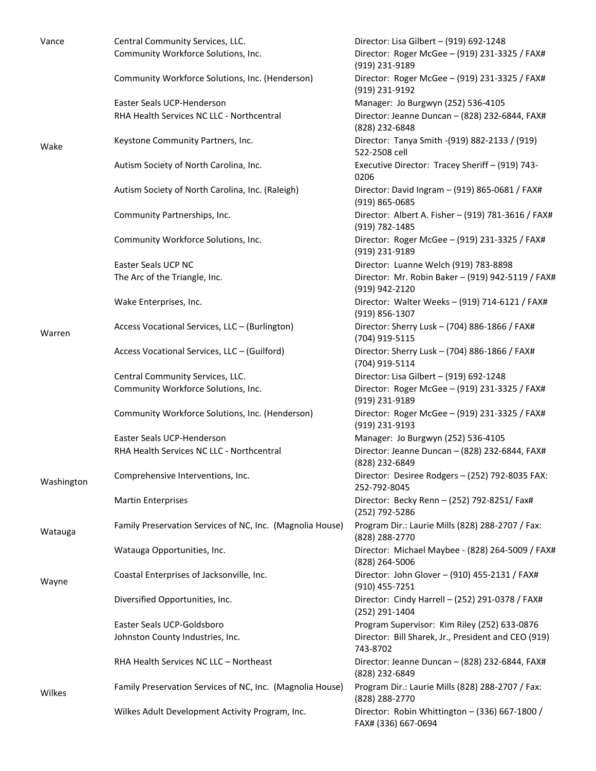| | | |
|---|---|---|
| Vance | Central Community Services, LLC. | Director: Lisa Gilbert – (919) 692-1248 |
| | Community Workforce Solutions, Inc. | Director: Roger McGee – (919) 231-3325 / FAX# (919) 231-9189 |
| | Community Workforce Solutions, Inc. (Henderson) | Director: Roger McGee – (919) 231-3325 / FAX# (919) 231-9192 |
| | Easter Seals UCP-Henderson | Manager: Jo Burgwyn (252) 536-4105 |
| | RHA Health Services NC LLC - Northcentral | Director: Jeanne Duncan – (828) 232-6844, FAX# (828) 232-6848 |
| Wake | Keystone Community Partners, Inc. | Director: Tanya Smith -(919) 882-2133 / (919) 522-2508 cell |
| | Autism Society of North Carolina, Inc. | Executive Director: Tracey Sheriff – (919) 743-0206 |
| | Autism Society of North Carolina, Inc. (Raleigh) | Director: David Ingram – (919) 865-0681 / FAX# (919) 865-0685 |
| | Community Partnerships, Inc. | Director: Albert A. Fisher – (919) 781-3616 / FAX# (919) 782-1485 |
| | Community Workforce Solutions, Inc. | Director: Roger McGee – (919) 231-3325 / FAX# (919) 231-9189 |
| | Easter Seals UCP NC | Director: Luanne Welch (919) 783-8898 |
| | The Arc of the Triangle, Inc. | Director: Mr. Robin Baker – (919) 942-5119 / FAX# (919) 942-2120 |
| | Wake Enterprises, Inc. | Director: Walter Weeks – (919) 714-6121 / FAX# (919) 856-1307 |
| Warren | Access Vocational Services, LLC – (Burlington) | Director: Sherry Lusk – (704) 886-1866 / FAX# (704) 919-5115 |
| | Access Vocational Services, LLC – (Guilford) | Director: Sherry Lusk – (704) 886-1866 / FAX# (704) 919-5114 |
| | Central Community Services, LLC. | Director: Lisa Gilbert – (919) 692-1248 |
| | Community Workforce Solutions, Inc. | Director: Roger McGee – (919) 231-3325 / FAX# (919) 231-9189 |
| | Community Workforce Solutions, Inc. (Henderson) | Director: Roger McGee – (919) 231-3325 / FAX# (919) 231-9193 |
| | Easter Seals UCP-Henderson | Manager: Jo Burgwyn (252) 536-4105 |
| | RHA Health Services NC LLC - Northcentral | Director: Jeanne Duncan – (828) 232-6844, FAX# (828) 232-6849 |
| Washington | Comprehensive Interventions, Inc. | Director: Desiree Rodgers – (252) 792-8035 FAX: 252-792-8045 |
| | Martin Enterprises | Director: Becky Renn – (252) 792-8251/ Fax# (252) 792-5286 |
| Watauga | Family Preservation Services of NC, Inc. (Magnolia House) | Program Dir.: Laurie Mills (828) 288-2707 / Fax: (828) 288-2770 |
| | Watauga Opportunities, Inc. | Director: Michael Maybee - (828) 264-5009 / FAX# (828) 264-5006 |
| Wayne | Coastal Enterprises of Jacksonville, Inc. | Director: John Glover – (910) 455-2131 / FAX# (910) 455-7251 |
| | Diversified Opportunities, Inc. | Director: Cindy Harrell – (252) 291-0378 / FAX# (252) 291-1404 |
| | Easter Seals UCP-Goldsboro | Program Supervisor: Kim Riley (252) 633-0876 |
| | Johnston County Industries, Inc. | Director: Bill Sharek, Jr., President and CEO (919) 743-8702 |
| | RHA Health Services NC LLC – Northeast | Director: Jeanne Duncan – (828) 232-6844, FAX# (828) 232-6849 |
| Wilkes | Family Preservation Services of NC, Inc. (Magnolia House) | Program Dir.: Laurie Mills (828) 288-2707 / Fax: (828) 288-2770 |
| | Wilkes Adult Development Activity Program, Inc. | Director: Robin Whittington – (336) 667-1800 / FAX# (336) 667-0694 |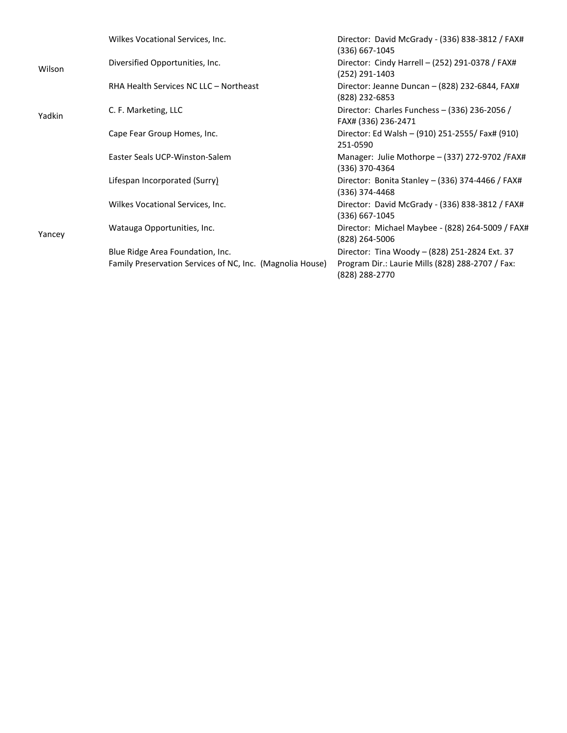| | | |
|---|---|---|
| | Wilkes Vocational Services, Inc. | Director: David McGrady - (336) 838-3812 / FAX# (336) 667-1045 |
| Wilson | Diversified Opportunities, Inc. | Director: Cindy Harrell – (252) 291-0378 / FAX# (252) 291-1403 |
| | RHA Health Services NC LLC – Northeast | Director: Jeanne Duncan – (828) 232-6844, FAX# (828) 232-6853 |
| Yadkin | C. F. Marketing, LLC | Director: Charles Funchess – (336) 236-2056 / FAX# (336) 236-2471 |
| | Cape Fear Group Homes, Inc. | Director: Ed Walsh – (910) 251-2555/ Fax# (910) 251-0590 |
| | Easter Seals UCP-Winston-Salem | Manager: Julie Mothorpe – (337) 272-9702 /FAX# (336) 370-4364 |
| | Lifespan Incorporated (Surry) | Director: Bonita Stanley – (336) 374-4466 / FAX# (336) 374-4468 |
| | Wilkes Vocational Services, Inc. | Director: David McGrady - (336) 838-3812 / FAX# (336) 667-1045 |
| Yancey | Watauga Opportunities, Inc. | Director: Michael Maybee - (828) 264-5009 / FAX# (828) 264-5006 |
| | Blue Ridge Area Foundation, Inc. | Director: Tina Woody – (828) 251-2824 Ext. 37 |
| | Family Preservation Services of NC, Inc. (Magnolia House) | Program Dir.: Laurie Mills (828) 288-2707 / Fax: (828) 288-2770 |